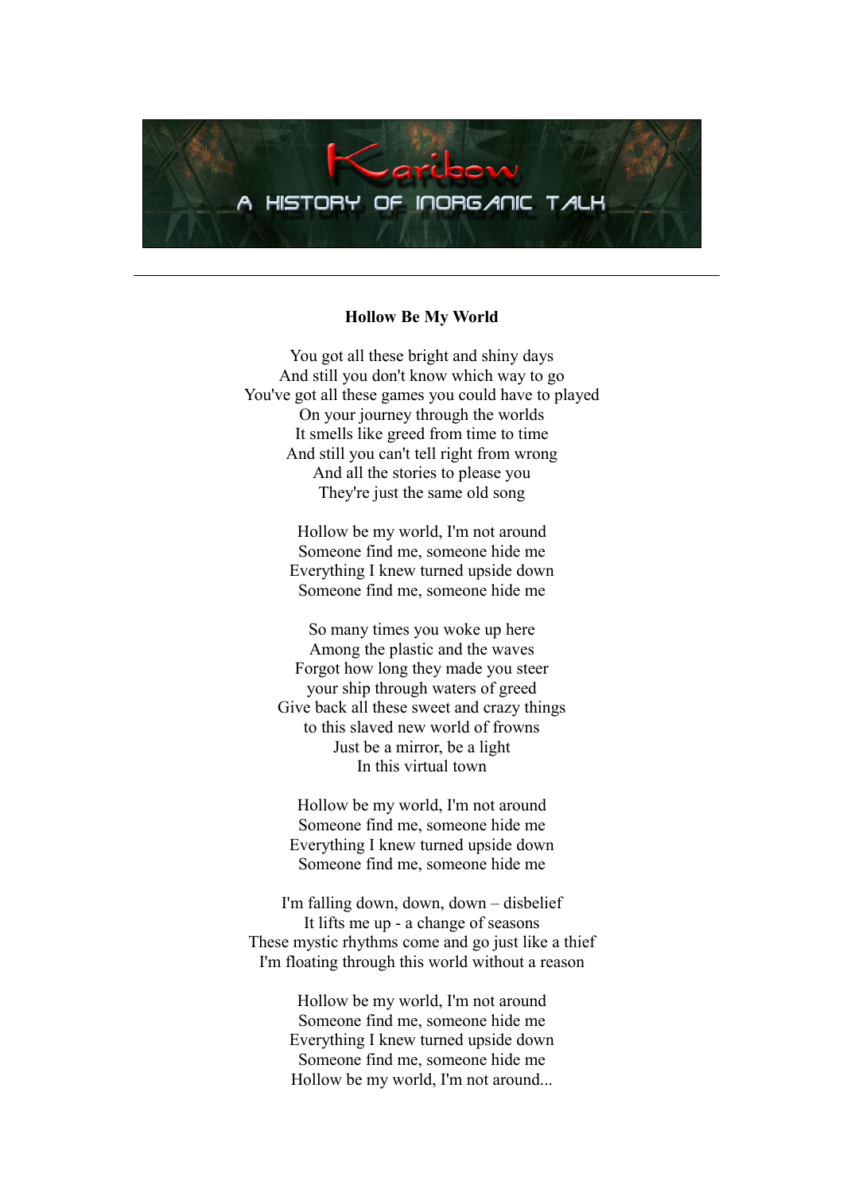Karibow

A HISTORY OF INORGANIC TALK

---

**Hollow Be My World**

You got all these bright and shiny days
And still you don't know which way to go
You've got all these games you could have to played
On your journey through the worlds
It smells like greed from time to time
And still you can't tell right from wrong
And all the stories to please you
They're just the same old song

Hollow be my world, I'm not around
Someone find me, someone hide me
Everything I knew turned upside down
Someone find me, someone hide me

So many times you woke up here
Among the plastic and the waves
Forgot how long they made you steer
your ship through waters of greed
Give back all these sweet and crazy things
to this slaved new world of frowns
Just be a mirror, be a light
In this virtual town

Hollow be my world, I'm not around
Someone find me, someone hide me
Everything I knew turned upside down
Someone find me, someone hide me

I'm falling down, down, down – disbelief
It lifts me up - a change of seasons
These mystic rhythms come and go just like a thief
I'm floating through this world without a reason

Hollow be my world, I'm not around
Someone find me, someone hide me
Everything I knew turned upside down
Someone find me, someone hide me
Hollow be my world, I'm not around...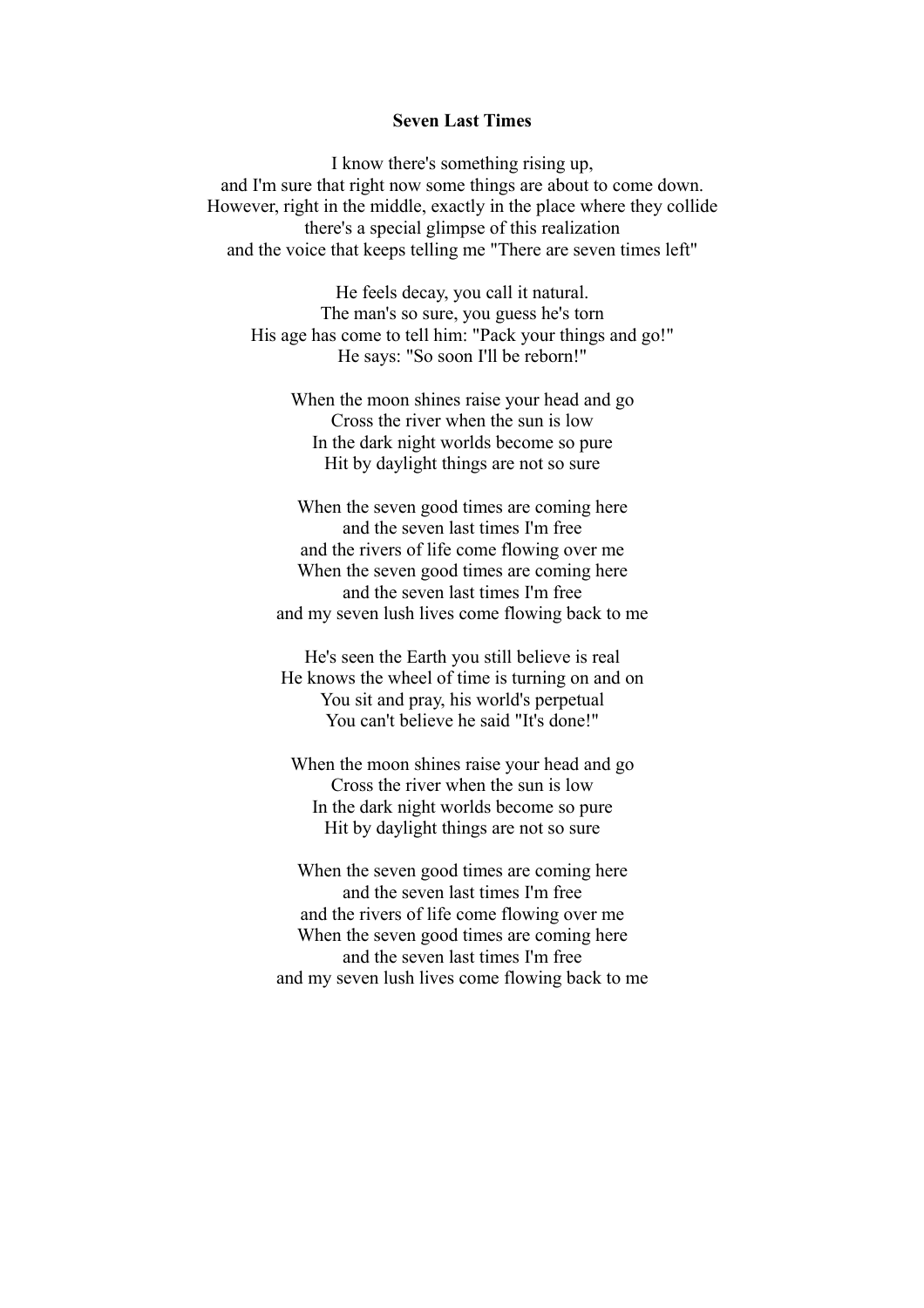**Seven Last Times**

I know there's something rising up,  
and I'm sure that right now some things are about to come down.  
However, right in the middle, exactly in the place where they collide  
there's a special glimpse of this realization  
and the voice that keeps telling me "There are seven times left"

He feels decay, you call it natural.  
The man's so sure, you guess he's torn  
His age has come to tell him: "Pack your things and go!"  
He says: "So soon I'll be reborn!"

When the moon shines raise your head and go  
Cross the river when the sun is low  
In the dark night worlds become so pure  
Hit by daylight things are not so sure

When the seven good times are coming here  
and the seven last times I'm free  
and the rivers of life come flowing over me  
When the seven good times are coming here  
and the seven last times I'm free  
and my seven lush lives come flowing back to me

He's seen the Earth you still believe is real  
He knows the wheel of time is turning on and on  
You sit and pray, his world's perpetual  
You can't believe he said "It's done!"

When the moon shines raise your head and go  
Cross the river when the sun is low  
In the dark night worlds become so pure  
Hit by daylight things are not so sure

When the seven good times are coming here  
and the seven last times I'm free  
and the rivers of life come flowing over me  
When the seven good times are coming here  
and the seven last times I'm free  
and my seven lush lives come flowing back to me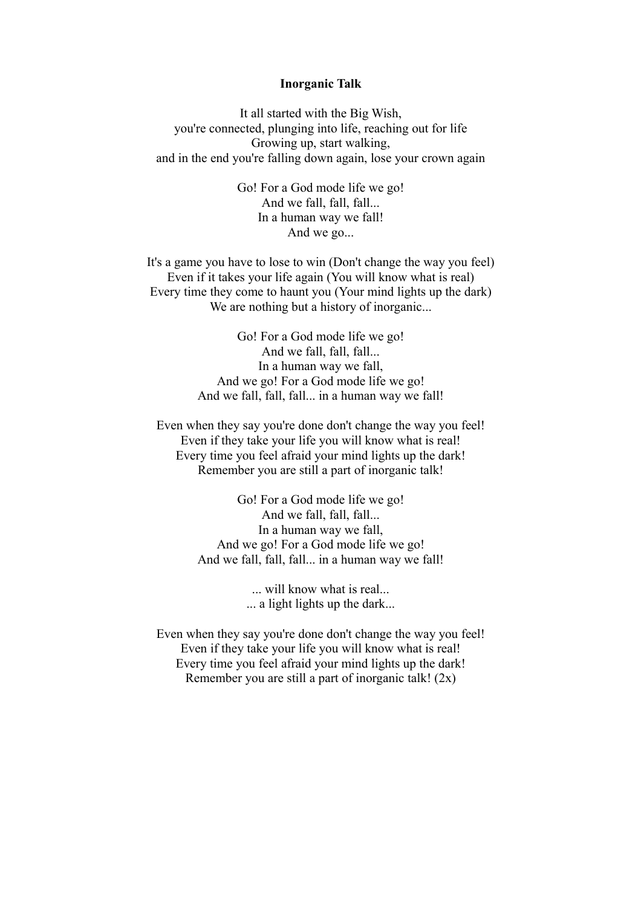**Inorganic Talk**

It all started with the Big Wish,
you're connected, plunging into life, reaching out for life
Growing up, start walking,
and in the end you're falling down again, lose your crown again

Go! For a God mode life we go!
And we fall, fall, fall...
In a human way we fall!
And we go...

It's a game you have to lose to win (Don't change the way you feel)
Even if it takes your life again (You will know what is real)
Every time they come to haunt you (Your mind lights up the dark)
We are nothing but a history of inorganic...

Go! For a God mode life we go!
And we fall, fall, fall...
In a human way we fall,
And we go! For a God mode life we go!
And we fall, fall, fall... in a human way we fall!

Even when they say you're done don't change the way you feel!
Even if they take your life you will know what is real!
Every time you feel afraid your mind lights up the dark!
Remember you are still a part of inorganic talk!

Go! For a God mode life we go!
And we fall, fall, fall...
In a human way we fall,
And we go! For a God mode life we go!
And we fall, fall, fall... in a human way we fall!

... will know what is real...
... a light lights up the dark...

Even when they say you're done don't change the way you feel!
Even if they take your life you will know what is real!
Every time you feel afraid your mind lights up the dark!
Remember you are still a part of inorganic talk! (2x)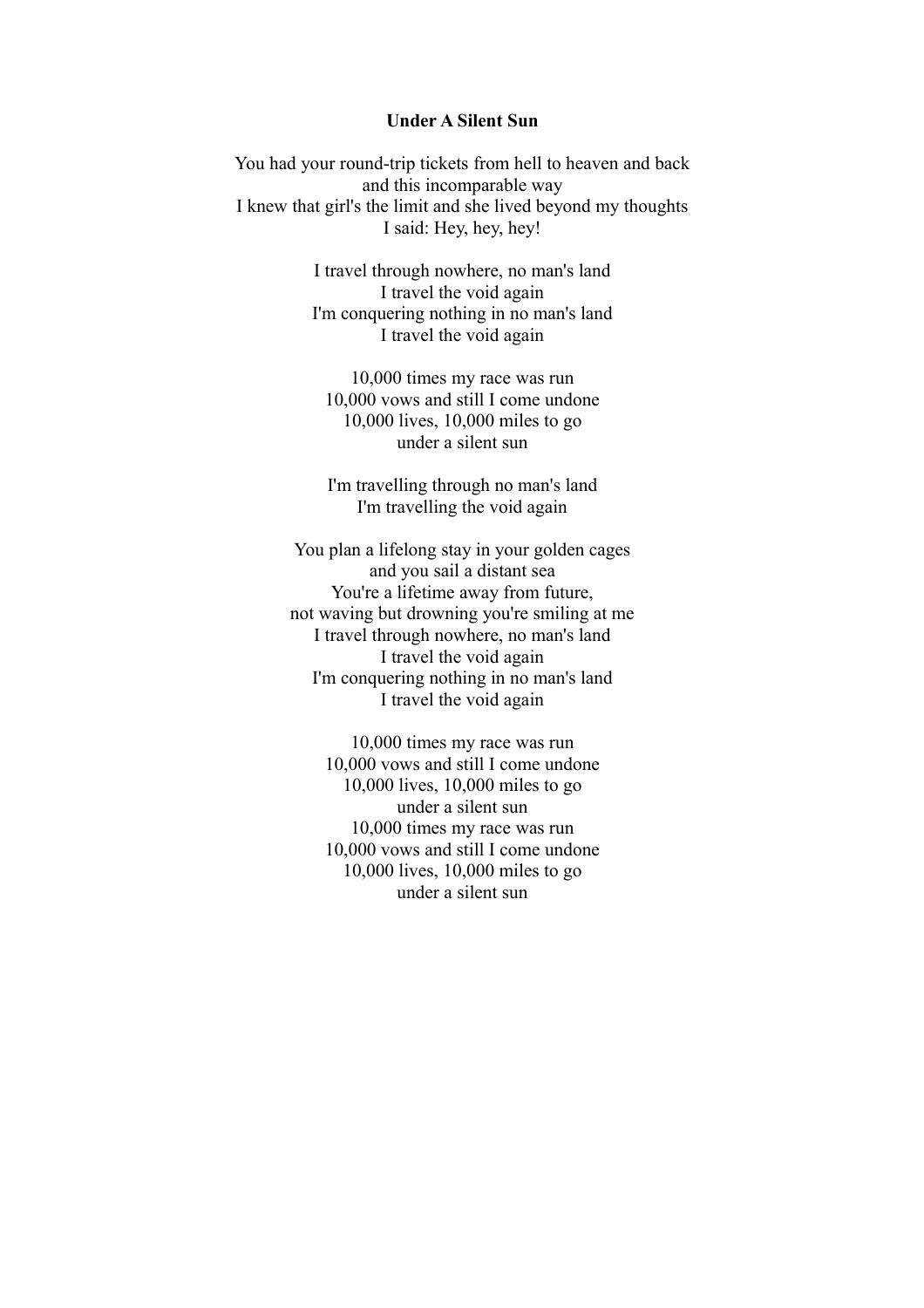**Under A Silent Sun**

You had your round-trip tickets from hell to heaven and back  
and this incomparable way  
I knew that girl's the limit and she lived beyond my thoughts  
I said: Hey, hey, hey!

I travel through nowhere, no man's land  
I travel the void again  
I'm conquering nothing in no man's land  
I travel the void again

10,000 times my race was run  
10,000 vows and still I come undone  
10,000 lives, 10,000 miles to go  
under a silent sun

I'm travelling through no man's land  
I'm travelling the void again

You plan a lifelong stay in your golden cages  
and you sail a distant sea  
You're a lifetime away from future,  
not waving but drowning you're smiling at me  
I travel through nowhere, no man's land  
I travel the void again  
I'm conquering nothing in no man's land  
I travel the void again

10,000 times my race was run  
10,000 vows and still I come undone  
10,000 lives, 10,000 miles to go  
under a silent sun  
10,000 times my race was run  
10,000 vows and still I come undone  
10,000 lives, 10,000 miles to go  
under a silent sun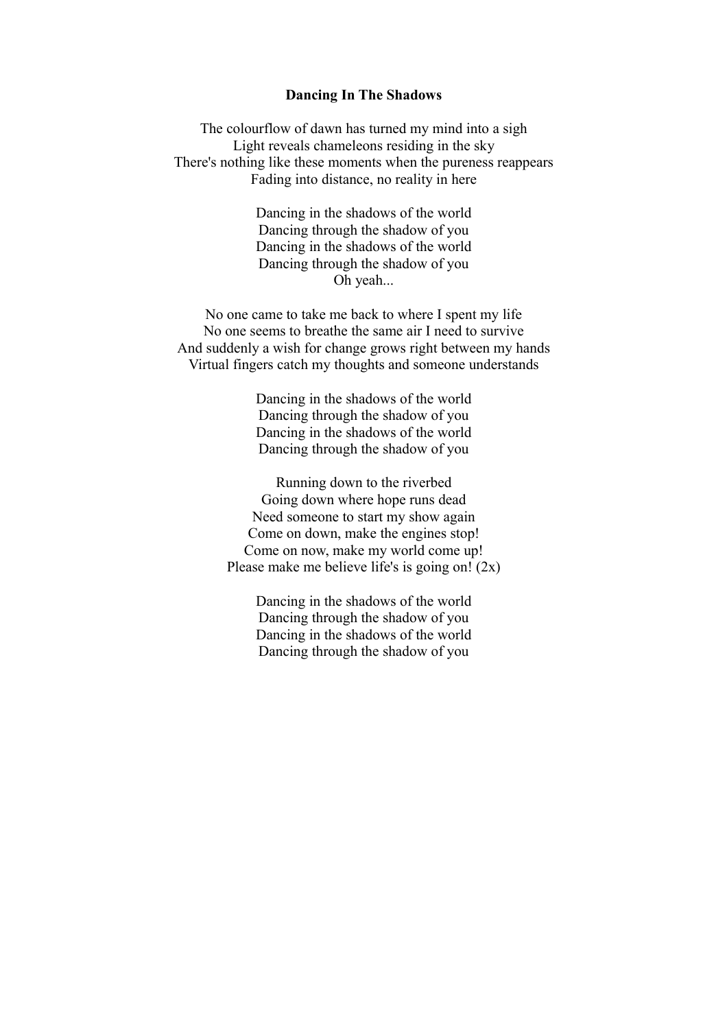**Dancing In The Shadows**

The colourflow of dawn has turned my mind into a sigh
Light reveals chameleons residing in the sky
There's nothing like these moments when the pureness reappears
Fading into distance, no reality in here

Dancing in the shadows of the world
Dancing through the shadow of you
Dancing in the shadows of the world
Dancing through the shadow of you
Oh yeah...

No one came to take me back to where I spent my life
No one seems to breathe the same air I need to survive
And suddenly a wish for change grows right between my hands
Virtual fingers catch my thoughts and someone understands

Dancing in the shadows of the world
Dancing through the shadow of you
Dancing in the shadows of the world
Dancing through the shadow of you

Running down to the riverbed
Going down where hope runs dead
Need someone to start my show again
Come on down, make the engines stop!
Come on now, make my world come up!
Please make me believe life's is going on! (2x)

Dancing in the shadows of the world
Dancing through the shadow of you
Dancing in the shadows of the world
Dancing through the shadow of you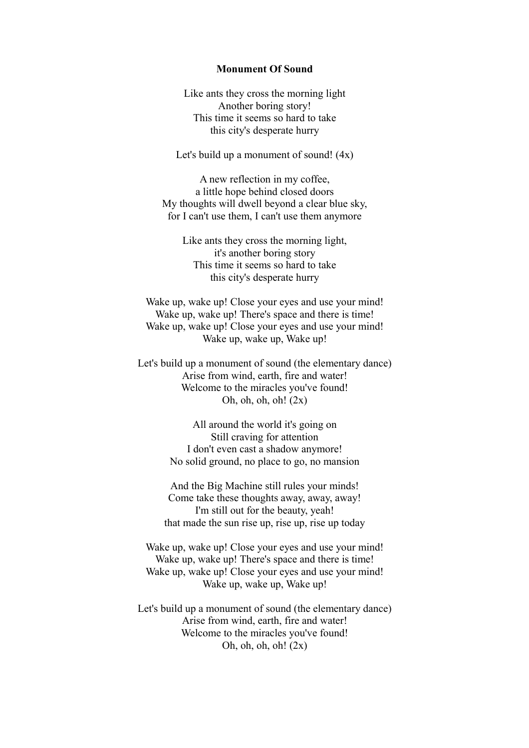**Monument Of Sound**

Like ants they cross the morning light
Another boring story!
This time it seems so hard to take
this city's desperate hurry

Let's build up a monument of sound! (4x)

A new reflection in my coffee,
a little hope behind closed doors
My thoughts will dwell beyond a clear blue sky,
for I can't use them, I can't use them anymore

Like ants they cross the morning light,
it's another boring story
This time it seems so hard to take
this city's desperate hurry

Wake up, wake up! Close your eyes and use your mind!
Wake up, wake up! There's space and there is time!
Wake up, wake up! Close your eyes and use your mind!
Wake up, wake up, Wake up!

Let's build up a monument of sound (the elementary dance)
Arise from wind, earth, fire and water!
Welcome to the miracles you've found!
Oh, oh, oh, oh! (2x)

All around the world it's going on
Still craving for attention
I don't even cast a shadow anymore!
No solid ground, no place to go, no mansion

And the Big Machine still rules your minds!
Come take these thoughts away, away, away!
I'm still out for the beauty, yeah!
that made the sun rise up, rise up, rise up today

Wake up, wake up! Close your eyes and use your mind!
Wake up, wake up! There's space and there is time!
Wake up, wake up! Close your eyes and use your mind!
Wake up, wake up, Wake up!

Let's build up a monument of sound (the elementary dance)
Arise from wind, earth, fire and water!
Welcome to the miracles you've found!
Oh, oh, oh, oh! (2x)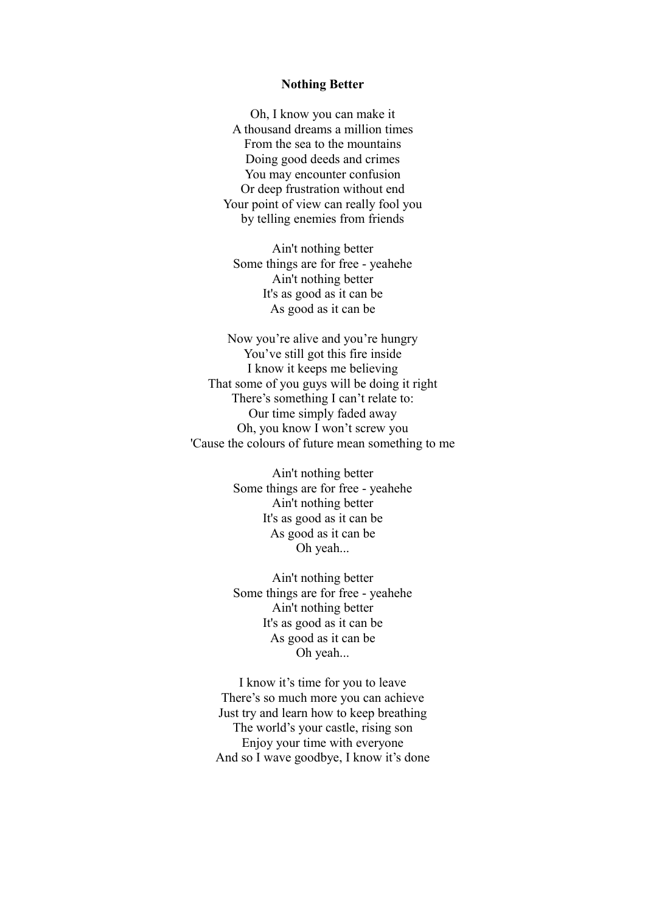**Nothing Better**

Oh, I know you can make it  
A thousand dreams a million times  
From the sea to the mountains  
Doing good deeds and crimes  
You may encounter confusion  
Or deep frustration without end  
Your point of view can really fool you  
by telling enemies from friends

Ain't nothing better  
Some things are for free - yeahehe  
Ain't nothing better  
It's as good as it can be  
As good as it can be

Now you're alive and you're hungry  
You've still got this fire inside  
I know it keeps me believing  
That some of you guys will be doing it right  
There's something I can't relate to:  
Our time simply faded away  
Oh, you know I won't screw you  
'Cause the colours of future mean something to me

Ain't nothing better  
Some things are for free - yeahehe  
Ain't nothing better  
It's as good as it can be  
As good as it can be  
Oh yeah...

Ain't nothing better  
Some things are for free - yeahehe  
Ain't nothing better  
It's as good as it can be  
As good as it can be  
Oh yeah...

I know it's time for you to leave  
There's so much more you can achieve  
Just try and learn how to keep breathing  
The world's your castle, rising son  
Enjoy your time with everyone  
And so I wave goodbye, I know it's done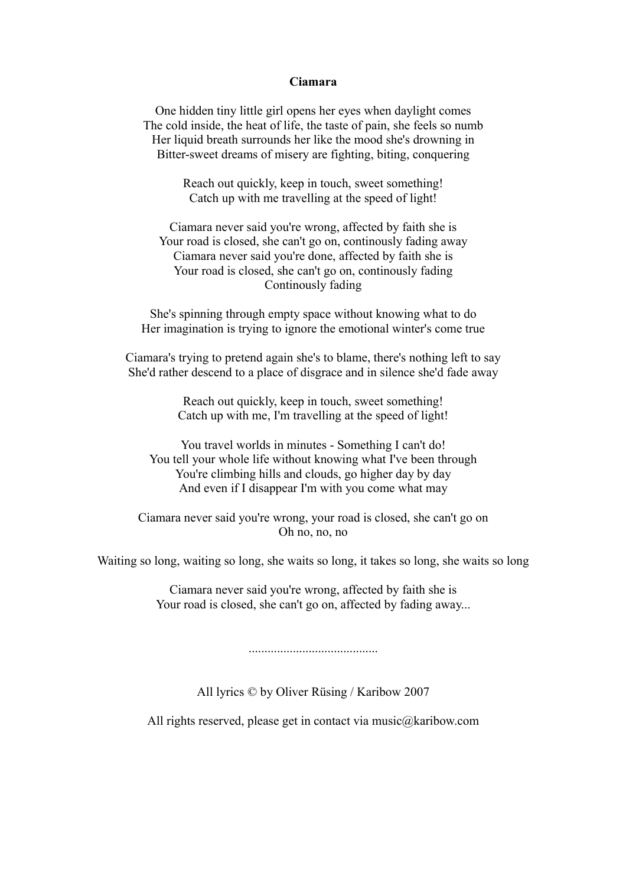**Ciamara**

One hidden tiny little girl opens her eyes when daylight comes
The cold inside, the heat of life, the taste of pain, she feels so numb
Her liquid breath surrounds her like the mood she's drowning in
Bitter-sweet dreams of misery are fighting, biting, conquering

Reach out quickly, keep in touch, sweet something!
Catch up with me travelling at the speed of light!

Ciamara never said you're wrong, affected by faith she is
Your road is closed, she can't go on, continously fading away
Ciamara never said you're done, affected by faith she is
Your road is closed, she can't go on, continously fading
Continously fading

She's spinning through empty space without knowing what to do
Her imagination is trying to ignore the emotional winter's come true

Ciamara's trying to pretend again she's to blame, there's nothing left to say
She'd rather descend to a place of disgrace and in silence she'd fade away

Reach out quickly, keep in touch, sweet something!
Catch up with me, I'm travelling at the speed of light!

You travel worlds in minutes - Something I can't do!
You tell your whole life without knowing what I've been through
You're climbing hills and clouds, go higher day by day
And even if I disappear I'm with you come what may

Ciamara never said you're wrong, your road is closed, she can't go on
Oh no, no, no

Waiting so long, waiting so long, she waits so long, it takes so long, she waits so long

Ciamara never said you're wrong, affected by faith she is
Your road is closed, she can't go on, affected by fading away...

.........................................

All lyrics © by Oliver Rüsing / Karibow 2007

All rights reserved, please get in contact via music@karibow.com